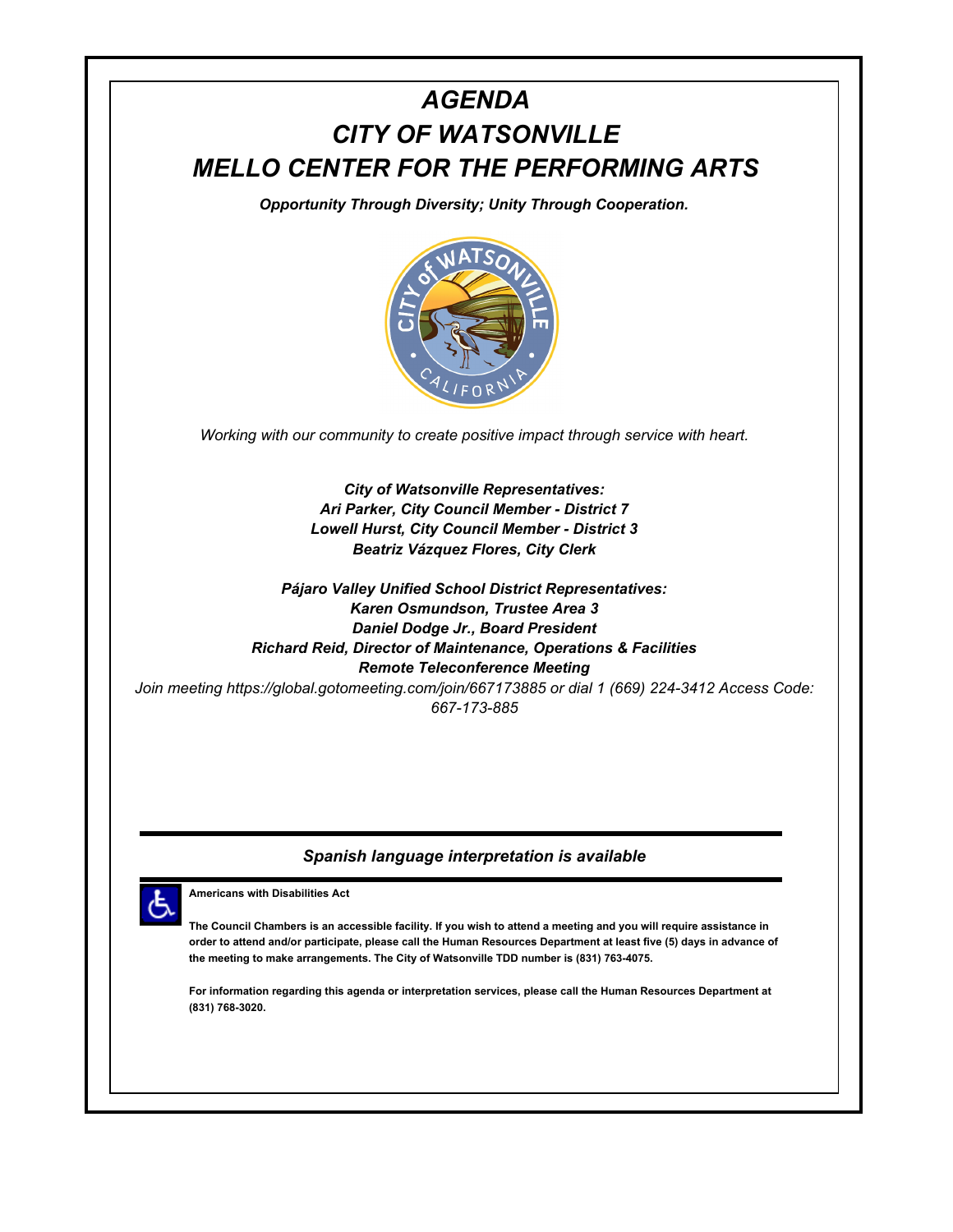# *AGENDA*
# *CITY OF WATSONVILLE*
# *MELLO CENTER FOR THE PERFORMING ARTS*

***Opportunity Through Diversity; Unity Through Cooperation.***

*Working with our community to create positive impact through service with heart.*

***City of Watsonville Representatives:***
***Ari Parker, City Council Member - District 7***
***Lowell Hurst, City Council Member - District 3***
***Beatriz Vázquez Flores, City Clerk***

***Pájaro Valley Unified School District Representatives:***
***Karen Osmundson, Trustee Area 3***
***Daniel Dodge Jr., Board President***
***Richard Reid, Director of Maintenance, Operations & Facilities***
***Remote Teleconference Meeting***

*Join meeting https://global.gotomeeting.com/join/667173885 or dial 1 (669) 224-3412 Access Code: 667-173-885*

---

***Spanish language interpretation is available***

---

**Americans with Disabilities Act**

**The Council Chambers is an accessible facility. If you wish to attend a meeting and you will require assistance in order to attend and/or participate, please call the Human Resources Department at least five (5) days in advance of the meeting to make arrangements. The City of Watsonville TDD number is (831) 763-4075.**

**For information regarding this agenda or interpretation services, please call the Human Resources Department at (831) 768-3020.**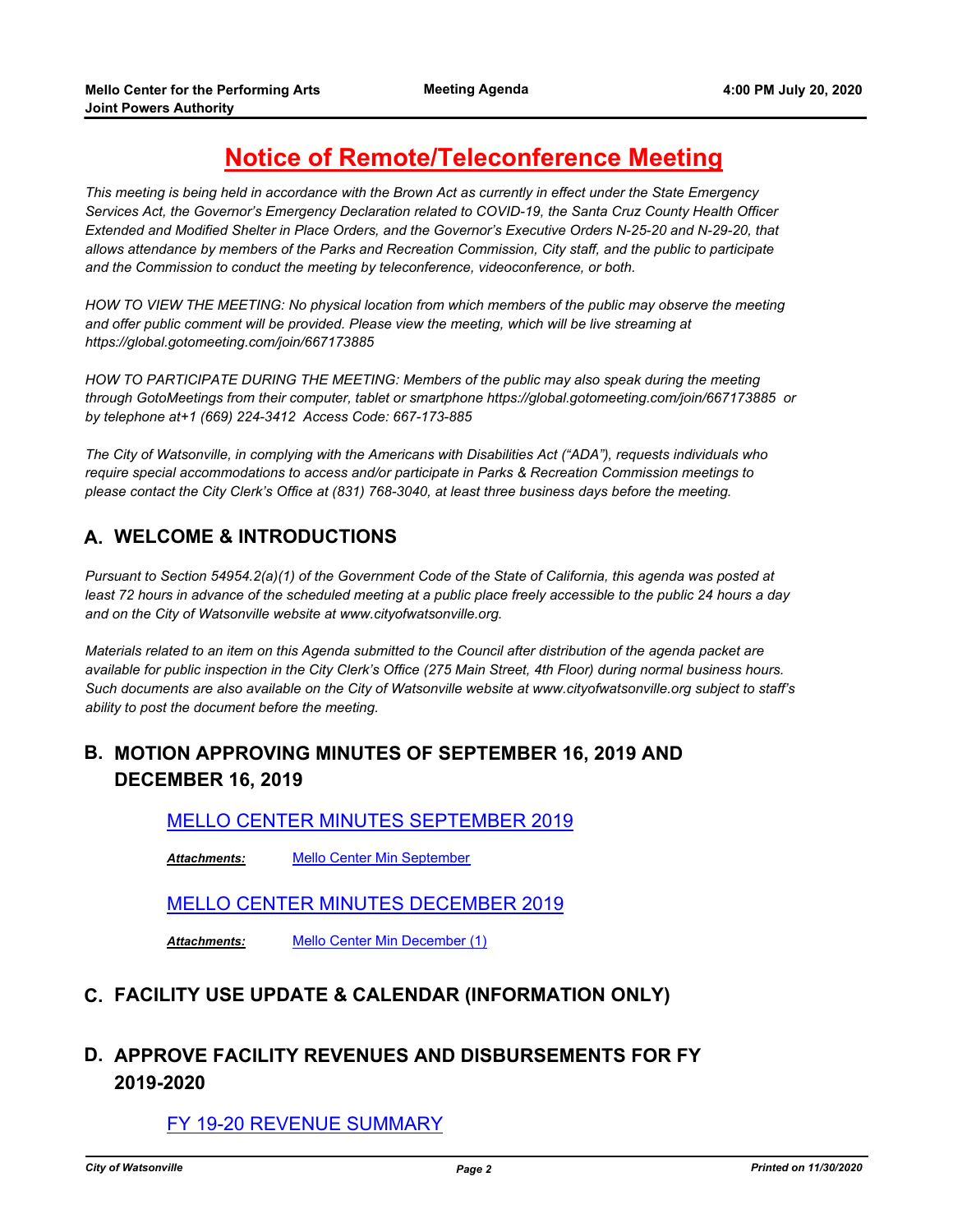# Notice of Remote/Teleconference Meeting

*This meeting is being held in accordance with the Brown Act as currently in effect under the State Emergency Services Act, the Governor's Emergency Declaration related to COVID-19, the Santa Cruz County Health Officer Extended and Modified Shelter in Place Orders, and the Governor's Executive Orders N-25-20 and N-29-20, that allows attendance by members of the Parks and Recreation Commission, City staff, and the public to participate and the Commission to conduct the meeting by teleconference, videoconference, or both.*

*HOW TO VIEW THE MEETING: No physical location from which members of the public may observe the meeting and offer public comment will be provided. Please view the meeting, which will be live streaming at https://global.gotomeeting.com/join/667173885*

*HOW TO PARTICIPATE DURING THE MEETING: Members of the public may also speak during the meeting through GotoMeetings from their computer, tablet or smartphone https://global.gotomeeting.com/join/667173885 or by telephone at+1 (669) 224-3412 Access Code: 667-173-885*

*The City of Watsonville, in complying with the Americans with Disabilities Act ("ADA"), requests individuals who require special accommodations to access and/or participate in Parks & Recreation Commission meetings to please contact the City Clerk's Office at (831) 768-3040, at least three business days before the meeting.*

## A. WELCOME & INTRODUCTIONS

*Pursuant to Section 54954.2(a)(1) of the Government Code of the State of California, this agenda was posted at least 72 hours in advance of the scheduled meeting at a public place freely accessible to the public 24 hours a day and on the City of Watsonville website at www.cityofwatsonville.org.*

*Materials related to an item on this Agenda submitted to the Council after distribution of the agenda packet are available for public inspection in the City Clerk's Office (275 Main Street, 4th Floor) during normal business hours. Such documents are also available on the City of Watsonville website at www.cityofwatsonville.org subject to staff's ability to post the document before the meeting.*

## B. MOTION APPROVING MINUTES OF SEPTEMBER 16, 2019 AND DECEMBER 16, 2019

MELLO CENTER MINUTES SEPTEMBER 2019

***Attachments:*** Mello Center Min September

MELLO CENTER MINUTES DECEMBER 2019

***Attachments:*** Mello Center Min December (1)

## C. FACILITY USE UPDATE & CALENDAR (INFORMATION ONLY)

## D. APPROVE FACILITY REVENUES AND DISBURSEMENTS FOR FY 2019-2020

FY 19-20 REVENUE SUMMARY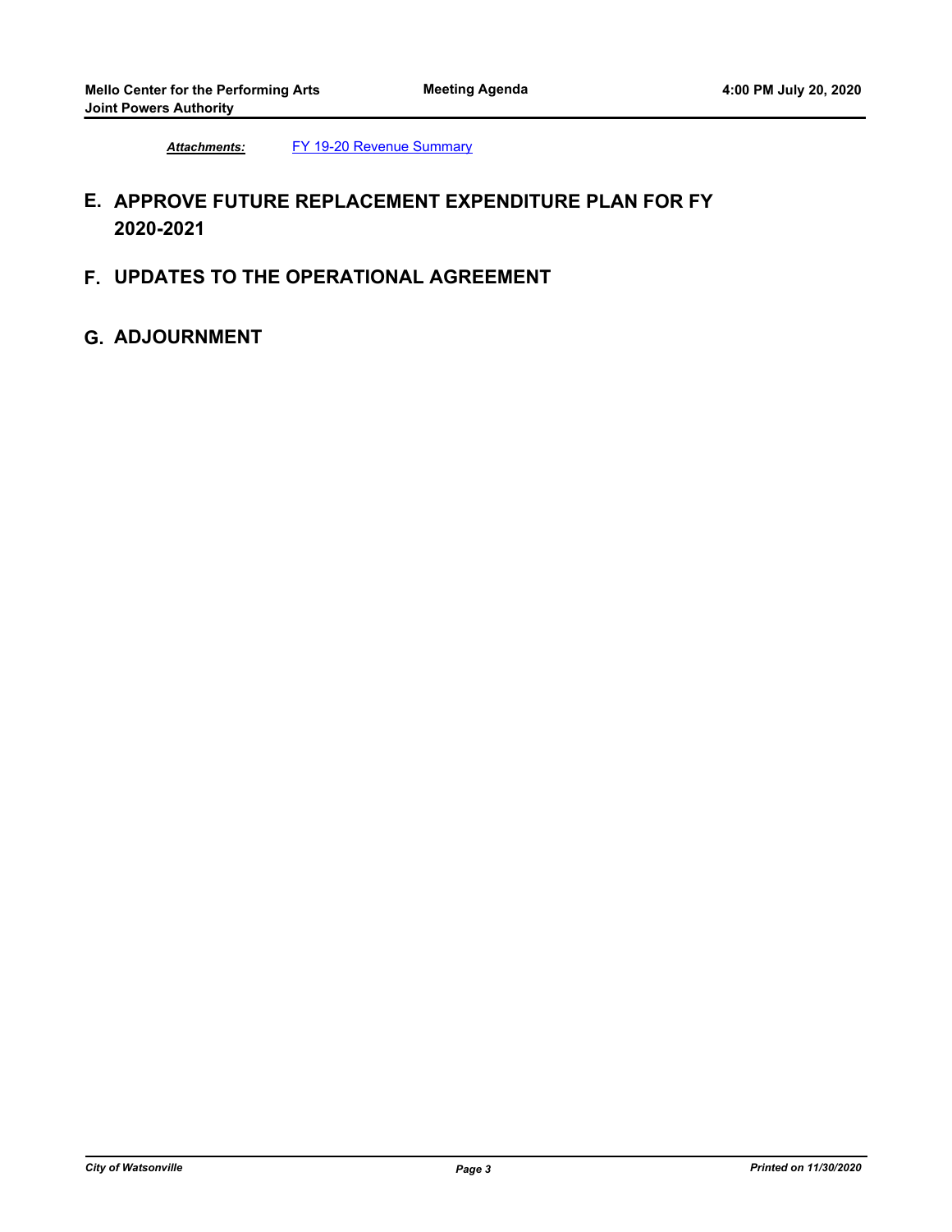*Attachments:* FY 19-20 Revenue Summary

## E. APPROVE FUTURE REPLACEMENT EXPENDITURE PLAN FOR FY 2020-2021

## F. UPDATES TO THE OPERATIONAL AGREEMENT

## G. ADJOURNMENT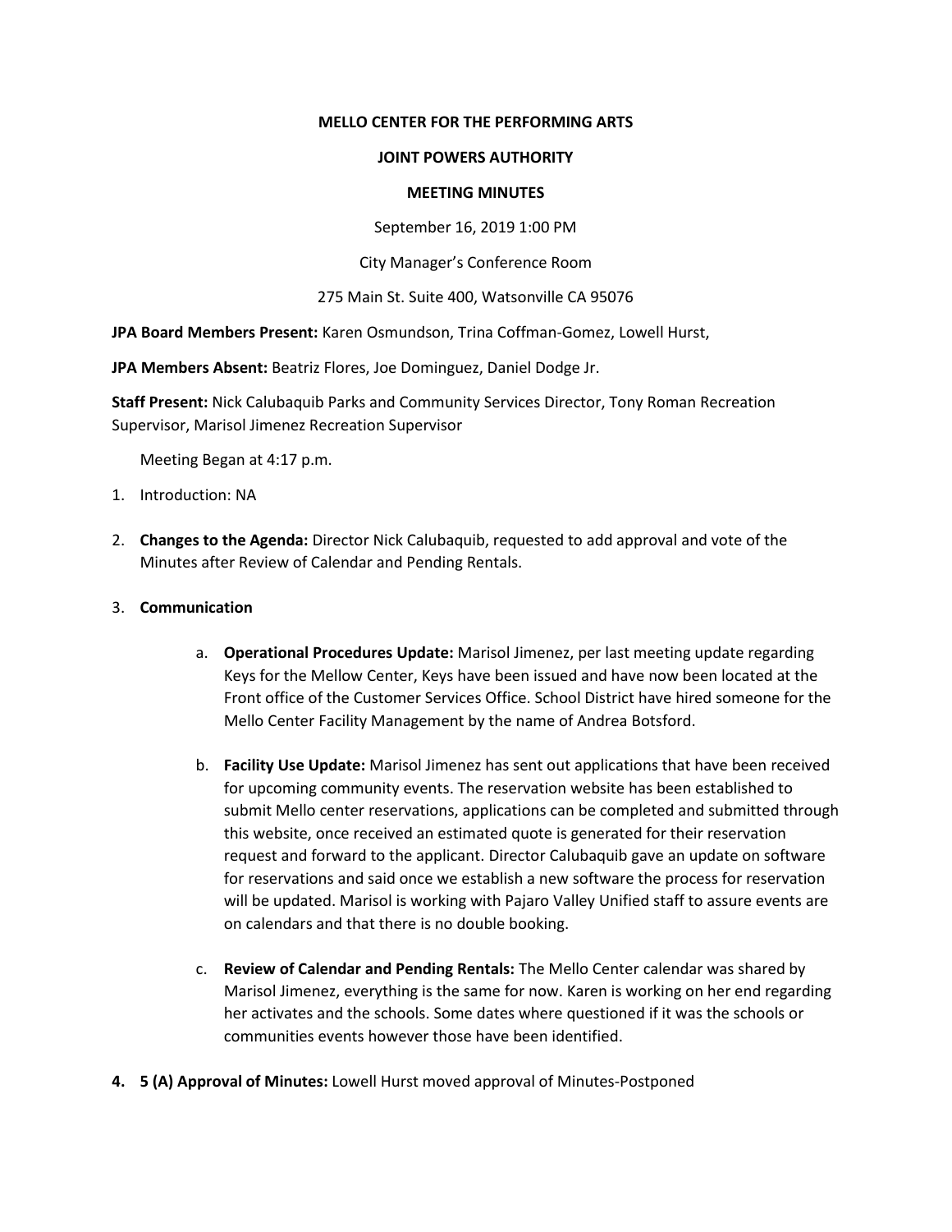**MELLO CENTER FOR THE PERFORMING ARTS**

**JOINT POWERS AUTHORITY**

**MEETING MINUTES**

September 16, 2019 1:00 PM

City Manager's Conference Room

275 Main St. Suite 400, Watsonville CA 95076

**JPA Board Members Present:** Karen Osmundson, Trina Coffman-Gomez, Lowell Hurst,

**JPA Members Absent:** Beatriz Flores, Joe Dominguez, Daniel Dodge Jr.

**Staff Present:** Nick Calubaquib Parks and Community Services Director, Tony Roman Recreation Supervisor, Marisol Jimenez Recreation Supervisor

Meeting Began at 4:17 p.m.

1. Introduction: NA

2. **Changes to the Agenda:** Director Nick Calubaquib, requested to add approval and vote of the Minutes after Review of Calendar and Pending Rentals.

3. **Communication**

    a. **Operational Procedures Update:** Marisol Jimenez, per last meeting update regarding Keys for the Mellow Center, Keys have been issued and have now been located at the Front office of the Customer Services Office. School District have hired someone for the Mello Center Facility Management by the name of Andrea Botsford.

    b. **Facility Use Update:** Marisol Jimenez has sent out applications that have been received for upcoming community events. The reservation website has been established to submit Mello center reservations, applications can be completed and submitted through this website, once received an estimated quote is generated for their reservation request and forward to the applicant. Director Calubaquib gave an update on software for reservations and said once we establish a new software the process for reservation will be updated. Marisol is working with Pajaro Valley Unified staff to assure events are on calendars and that there is no double booking.

    c. **Review of Calendar and Pending Rentals:** The Mello Center calendar was shared by Marisol Jimenez, everything is the same for now. Karen is working on her end regarding her activates and the schools. Some dates where questioned if it was the schools or communities events however those have been identified.

4. **5 (A) Approval of Minutes:** Lowell Hurst moved approval of Minutes-Postponed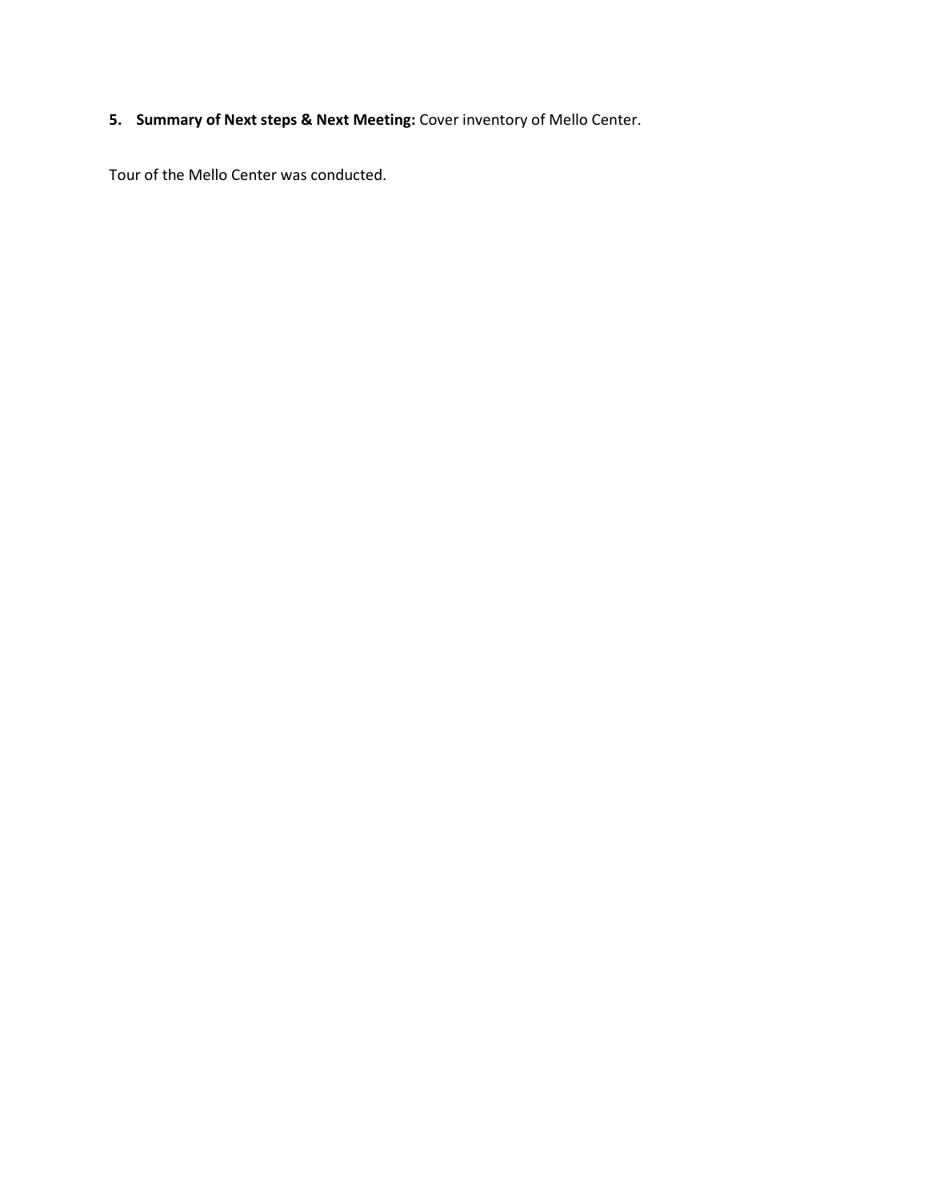5. **Summary of Next steps & Next Meeting:** Cover inventory of Mello Center.

Tour of the Mello Center was conducted.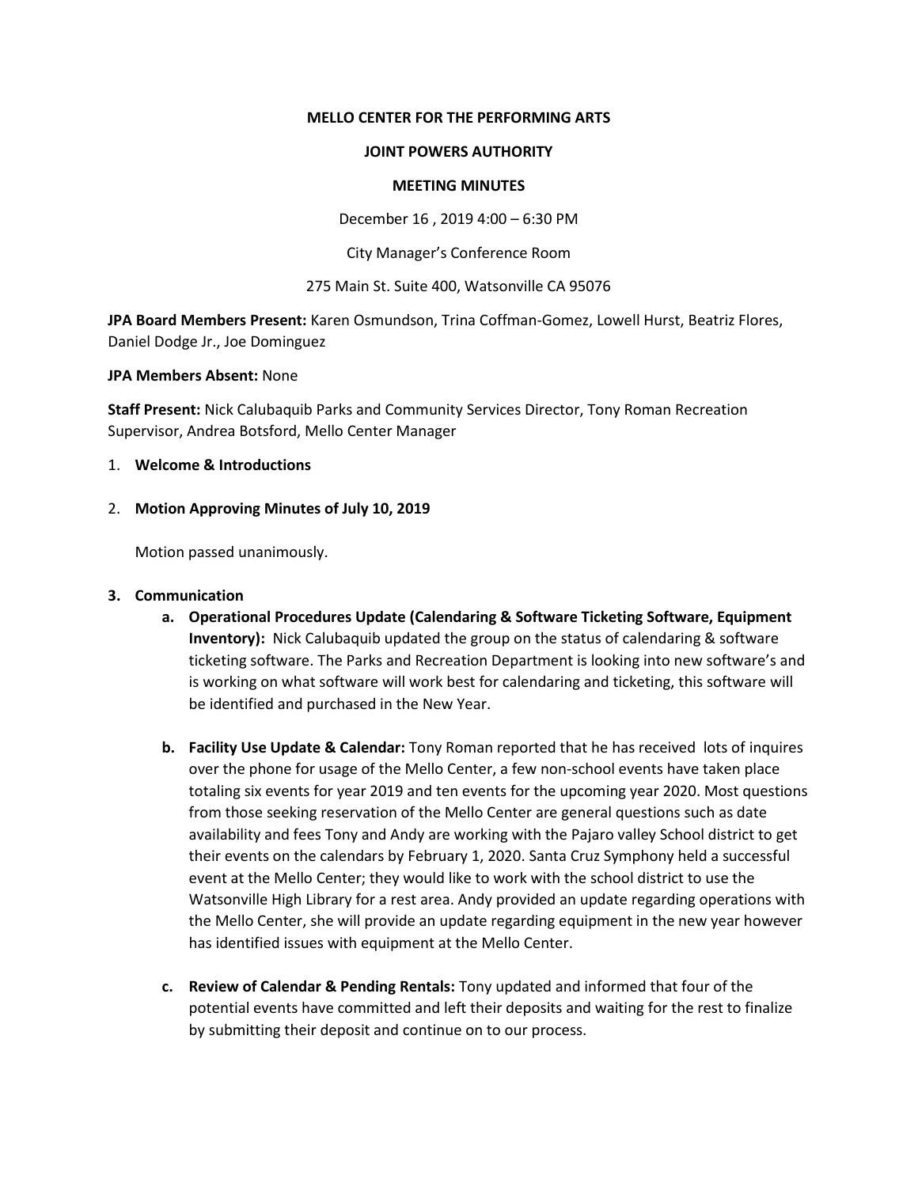**MELLO CENTER FOR THE PERFORMING ARTS**

**JOINT POWERS AUTHORITY**

**MEETING MINUTES**

December 16 , 2019 4:00 – 6:30 PM

City Manager's Conference Room

275 Main St. Suite 400, Watsonville CA 95076

**JPA Board Members Present:** Karen Osmundson, Trina Coffman-Gomez, Lowell Hurst, Beatriz Flores, Daniel Dodge Jr., Joe Dominguez

**JPA Members Absent:** None

**Staff Present:** Nick Calubaquib Parks and Community Services Director, Tony Roman Recreation Supervisor, Andrea Botsford, Mello Center Manager

1. **Welcome & Introductions**

2. **Motion Approving Minutes of July 10, 2019**

   Motion passed unanimously.

3. **Communication**

   a. **Operational Procedures Update (Calendaring & Software Ticketing Software, Equipment Inventory):** Nick Calubaquib updated the group on the status of calendaring & software ticketing software. The Parks and Recreation Department is looking into new software's and is working on what software will work best for calendaring and ticketing, this software will be identified and purchased in the New Year.

   b. **Facility Use Update & Calendar:** Tony Roman reported that he has received lots of inquires over the phone for usage of the Mello Center, a few non-school events have taken place totaling six events for year 2019 and ten events for the upcoming year 2020. Most questions from those seeking reservation of the Mello Center are general questions such as date availability and fees Tony and Andy are working with the Pajaro valley School district to get their events on the calendars by February 1, 2020. Santa Cruz Symphony held a successful event at the Mello Center; they would like to work with the school district to use the Watsonville High Library for a rest area. Andy provided an update regarding operations with the Mello Center, she will provide an update regarding equipment in the new year however has identified issues with equipment at the Mello Center.

   c. **Review of Calendar & Pending Rentals:** Tony updated and informed that four of the potential events have committed and left their deposits and waiting for the rest to finalize by submitting their deposit and continue on to our process.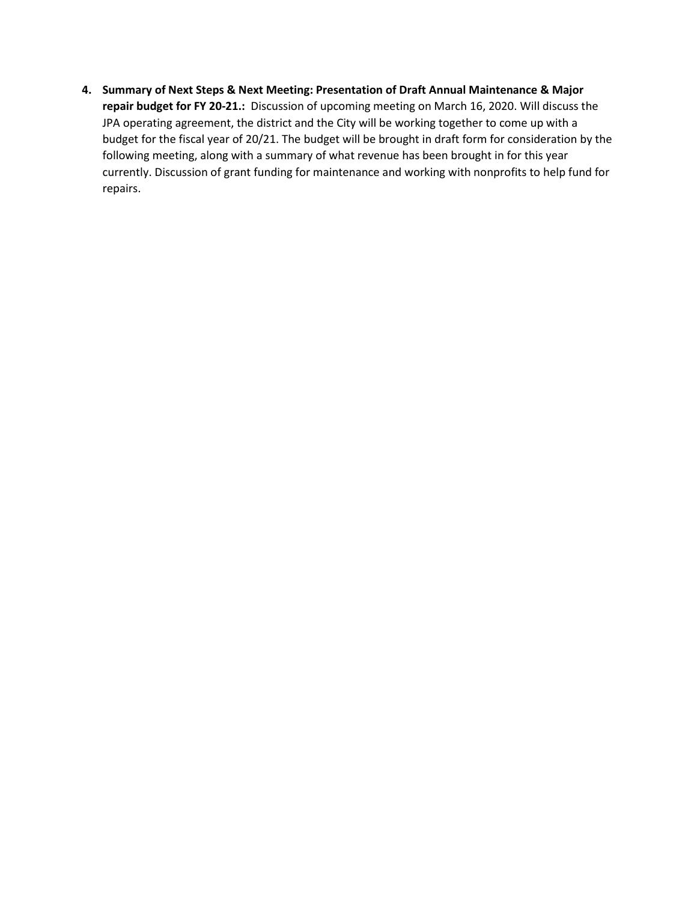4. **Summary of Next Steps & Next Meeting: Presentation of Draft Annual Maintenance & Major repair budget for FY 20-21.:** Discussion of upcoming meeting on March 16, 2020. Will discuss the JPA operating agreement, the district and the City will be working together to come up with a budget for the fiscal year of 20/21. The budget will be brought in draft form for consideration by the following meeting, along with a summary of what revenue has been brought in for this year currently. Discussion of grant funding for maintenance and working with nonprofits to help fund for repairs.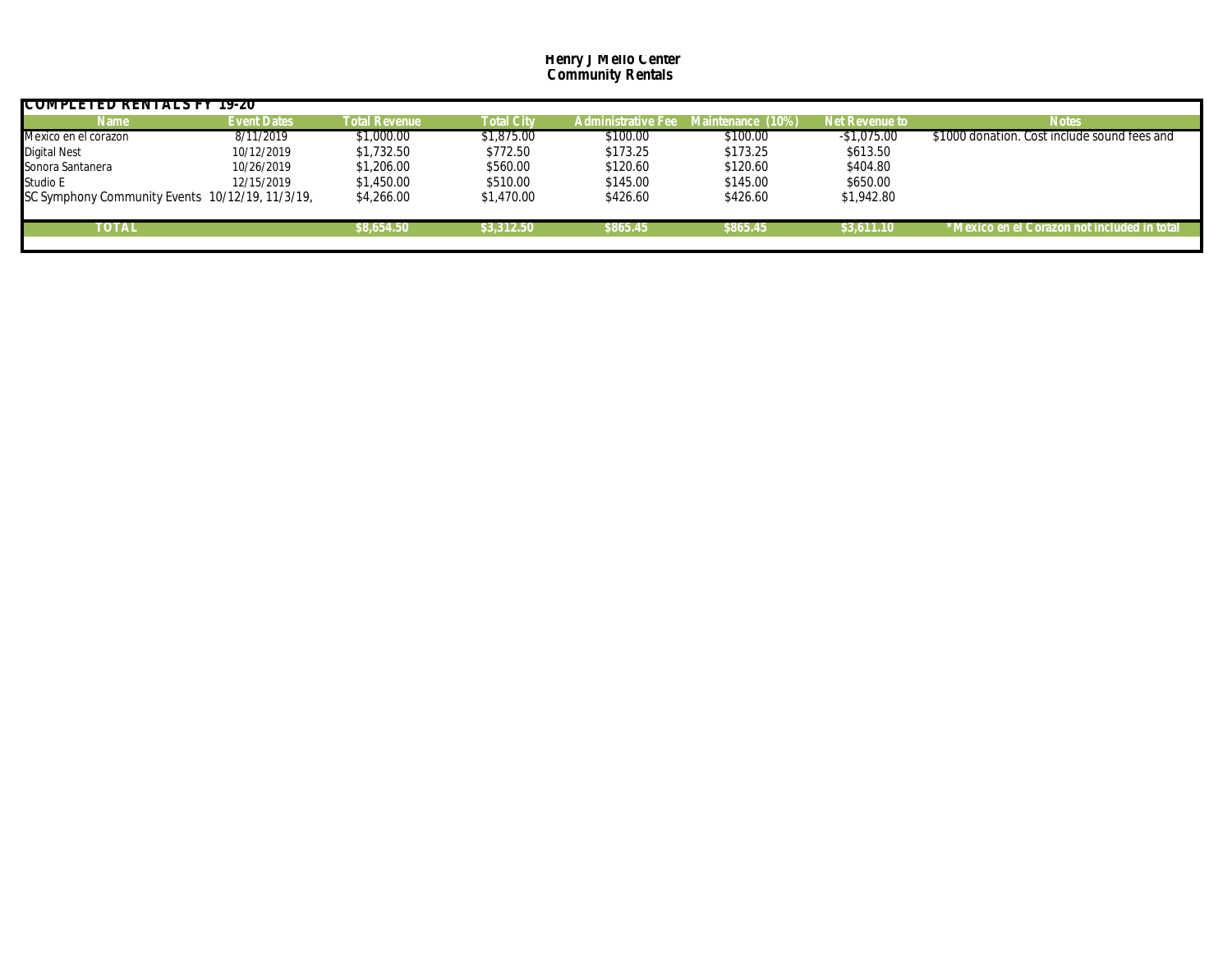# Henry J Mello Center
## Community Rentals

**COMPLETED RENTALS FY 19-20**

| Name | Event Dates | Total Revenue | Total City | Administrative Fee | Maintenance (10%) | Net Revenue to | Notes |
|---|---|---|---|---|---|---|---|
| Mexico en el corazon | 8/11/2019 | $1,000.00 | $1,875.00 | $100.00 | $100.00 | -$1,075.00 | $1000 donation. Cost include sound fees and |
| Digital Nest | 10/12/2019 | $1,732.50 | $772.50 | $173.25 | $173.25 | $613.50 | |
| Sonora Santanera | 10/26/2019 | $1,206.00 | $560.00 | $120.60 | $120.60 | $404.80 | |
| Studio E | 12/15/2019 | $1,450.00 | $510.00 | $145.00 | $145.00 | $650.00 | |
| SC Symphony Community Events | 10/12/19, 11/3/19, | $4,266.00 | $1,470.00 | $426.60 | $426.60 | $1,942.80 | |
| **TOTAL** | | **$8,654.50** | **$3,312.50** | **$865.45** | **$865.45** | **$3,611.10** | ***Mexico en el Corazon not included in total** |